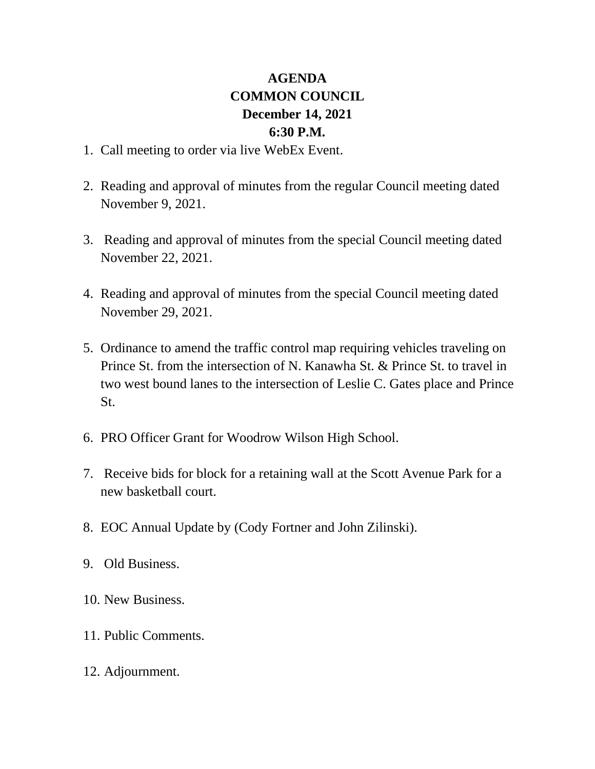# AGENDA
## COMMON COUNCIL
## December 14, 2021
## 6:30 P.M.

1. Call meeting to order via live WebEx Event.

2. Reading and approval of minutes from the regular Council meeting dated November 9, 2021.

3. Reading and approval of minutes from the special Council meeting dated November 22, 2021.

4. Reading and approval of minutes from the special Council meeting dated November 29, 2021.

5. Ordinance to amend the traffic control map requiring vehicles traveling on Prince St. from the intersection of N. Kanawha St. & Prince St. to travel in two west bound lanes to the intersection of Leslie C. Gates place and Prince St.

6. PRO Officer Grant for Woodrow Wilson High School.

7. Receive bids for block for a retaining wall at the Scott Avenue Park for a new basketball court.

8. EOC Annual Update by (Cody Fortner and John Zilinski).

9. Old Business.

10. New Business.

11. Public Comments.

12. Adjournment.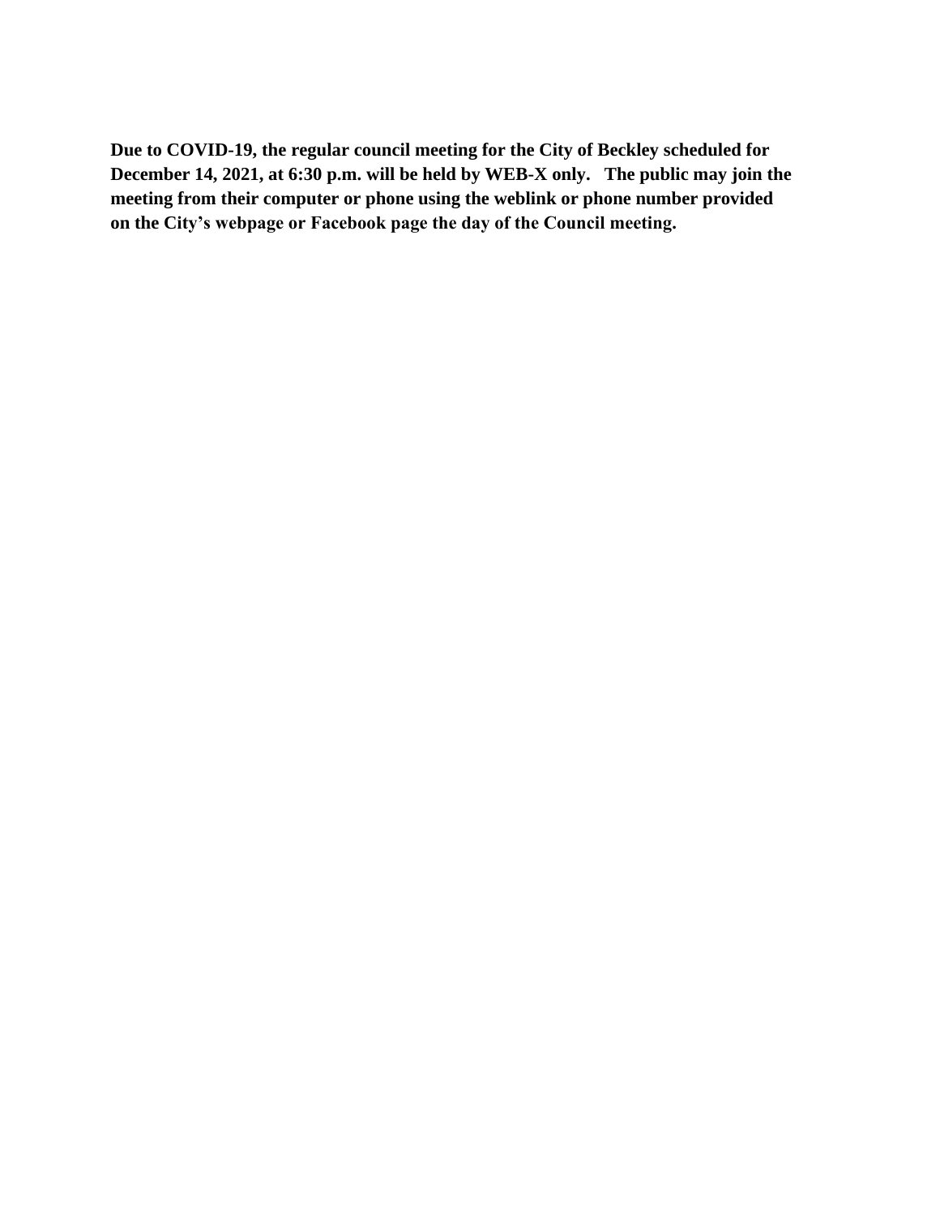**Due to COVID-19, the regular council meeting for the City of Beckley scheduled for December 14, 2021, at 6:30 p.m. will be held by WEB-X only. The public may join the meeting from their computer or phone using the weblink or phone number provided on the City's webpage or Facebook page the day of the Council meeting.**